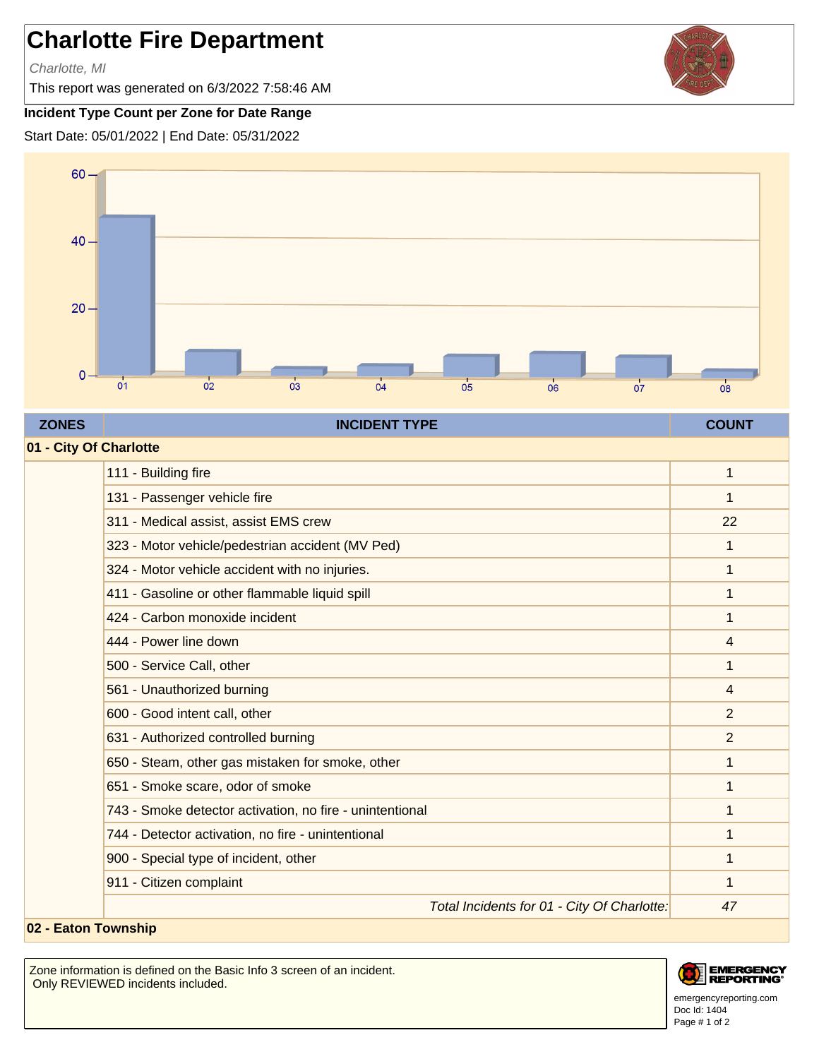# Charlotte Fire Department

*Charlotte, MI*

This report was generated on 6/3/2022 7:58:46 AM

**Incident Type Count per Zone for Date Range**

Start Date: 05/01/2022 | End Date: 05/31/2022

| ZONES | INCIDENT TYPE | COUNT |
|---|---|---|
| **01 - City Of Charlotte** | | |
| | 111 - Building fire | 1 |
| | 131 - Passenger vehicle fire | 1 |
| | 311 - Medical assist, assist EMS crew | 22 |
| | 323 - Motor vehicle/pedestrian accident (MV Ped) | 1 |
| | 324 - Motor vehicle accident with no injuries. | 1 |
| | 411 - Gasoline or other flammable liquid spill | 1 |
| | 424 - Carbon monoxide incident | 1 |
| | 444 - Power line down | 4 |
| | 500 - Service Call, other | 1 |
| | 561 - Unauthorized burning | 4 |
| | 600 - Good intent call, other | 2 |
| | 631 - Authorized controlled burning | 2 |
| | 650 - Steam, other gas mistaken for smoke, other | 1 |
| | 651 - Smoke scare, odor of smoke | 1 |
| | 743 - Smoke detector activation, no fire - unintentional | 1 |
| | 744 - Detector activation, no fire - unintentional | 1 |
| | 900 - Special type of incident, other | 1 |
| | 911 - Citizen complaint | 1 |
| | *Total Incidents for 01 - City Of Charlotte:* | *47* |
| **02 - Eaton Township** | | |

Zone information is defined on the Basic Info 3 screen of an incident.
Only REVIEWED incidents included.

emergencyreporting.com
Doc Id: 1404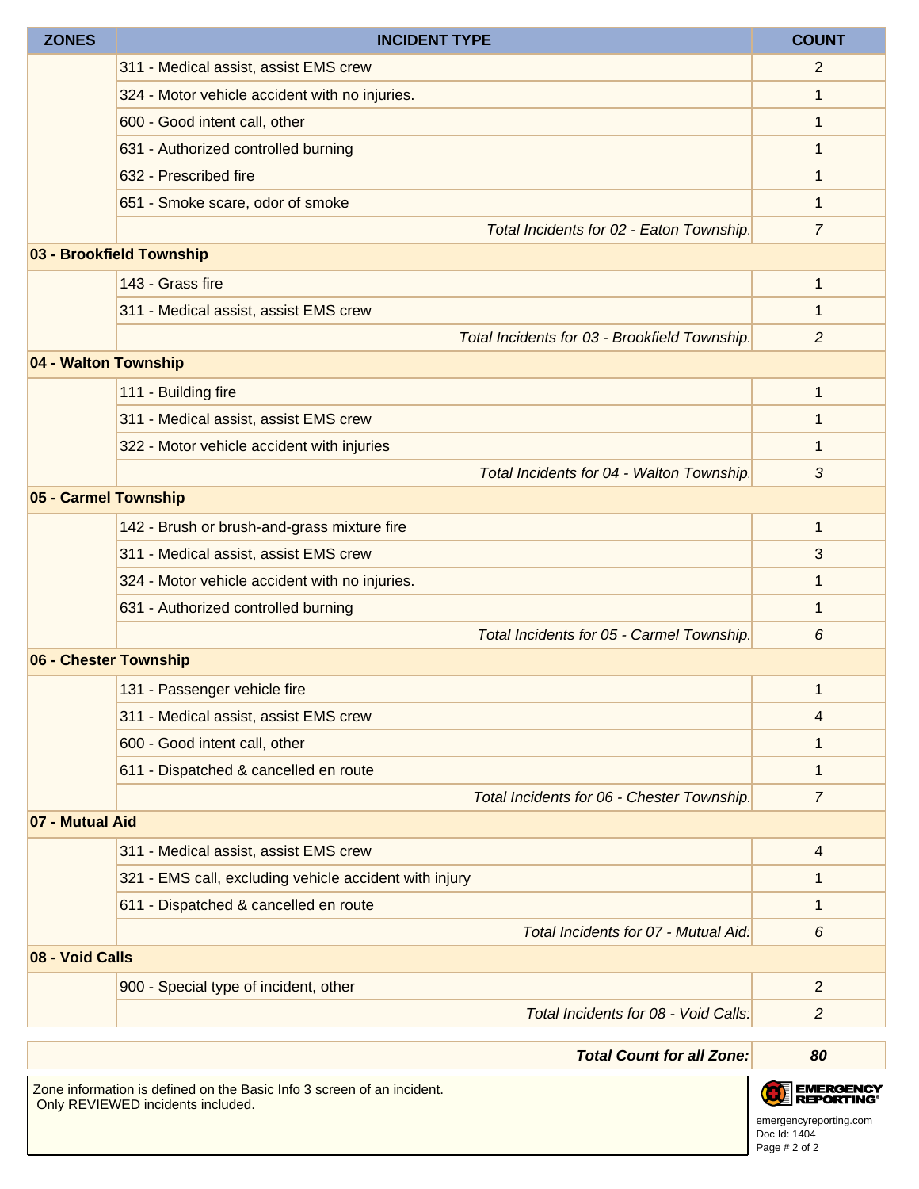| ZONES | INCIDENT TYPE | COUNT |
|---|---|---|
| | 311 - Medical assist, assist EMS crew | 2 |
| | 324 - Motor vehicle accident with no injuries. | 1 |
| | 600 - Good intent call, other | 1 |
| | 631 - Authorized controlled burning | 1 |
| | 632 - Prescribed fire | 1 |
| | 651 - Smoke scare, odor of smoke | 1 |
| | *Total Incidents for 02 - Eaton Township:* | *7* |
| **03 - Brookfield Township** | | |
| | 143 - Grass fire | 1 |
| | 311 - Medical assist, assist EMS crew | 1 |
| | *Total Incidents for 03 - Brookfield Township:* | *2* |
| **04 - Walton Township** | | |
| | 111 - Building fire | 1 |
| | 311 - Medical assist, assist EMS crew | 1 |
| | 322 - Motor vehicle accident with injuries | 1 |
| | *Total Incidents for 04 - Walton Township:* | *3* |
| **05 - Carmel Township** | | |
| | 142 - Brush or brush-and-grass mixture fire | 1 |
| | 311 - Medical assist, assist EMS crew | 3 |
| | 324 - Motor vehicle accident with no injuries. | 1 |
| | 631 - Authorized controlled burning | 1 |
| | *Total Incidents for 05 - Carmel Township:* | *6* |
| **06 - Chester Township** | | |
| | 131 - Passenger vehicle fire | 1 |
| | 311 - Medical assist, assist EMS crew | 4 |
| | 600 - Good intent call, other | 1 |
| | 611 - Dispatched & cancelled en route | 1 |
| | *Total Incidents for 06 - Chester Township:* | *7* |
| **07 - Mutual Aid** | | |
| | 311 - Medical assist, assist EMS crew | 4 |
| | 321 - EMS call, excluding vehicle accident with injury | 1 |
| | 611 - Dispatched & cancelled en route | 1 |
| | *Total Incidents for 07 - Mutual Aid:* | *6* |
| **08 - Void Calls** | | |
| | 900 - Special type of incident, other | 2 |
| | *Total Incidents for 08 - Void Calls:* | *2* |
| | ***Total Count for all Zone:*** | ***80*** |

Zone information is defined on the Basic Info 3 screen of an incident.
Only REVIEWED incidents included.

EMERGENCY REPORTING

emergencyreporting.com
Doc Id: 1404